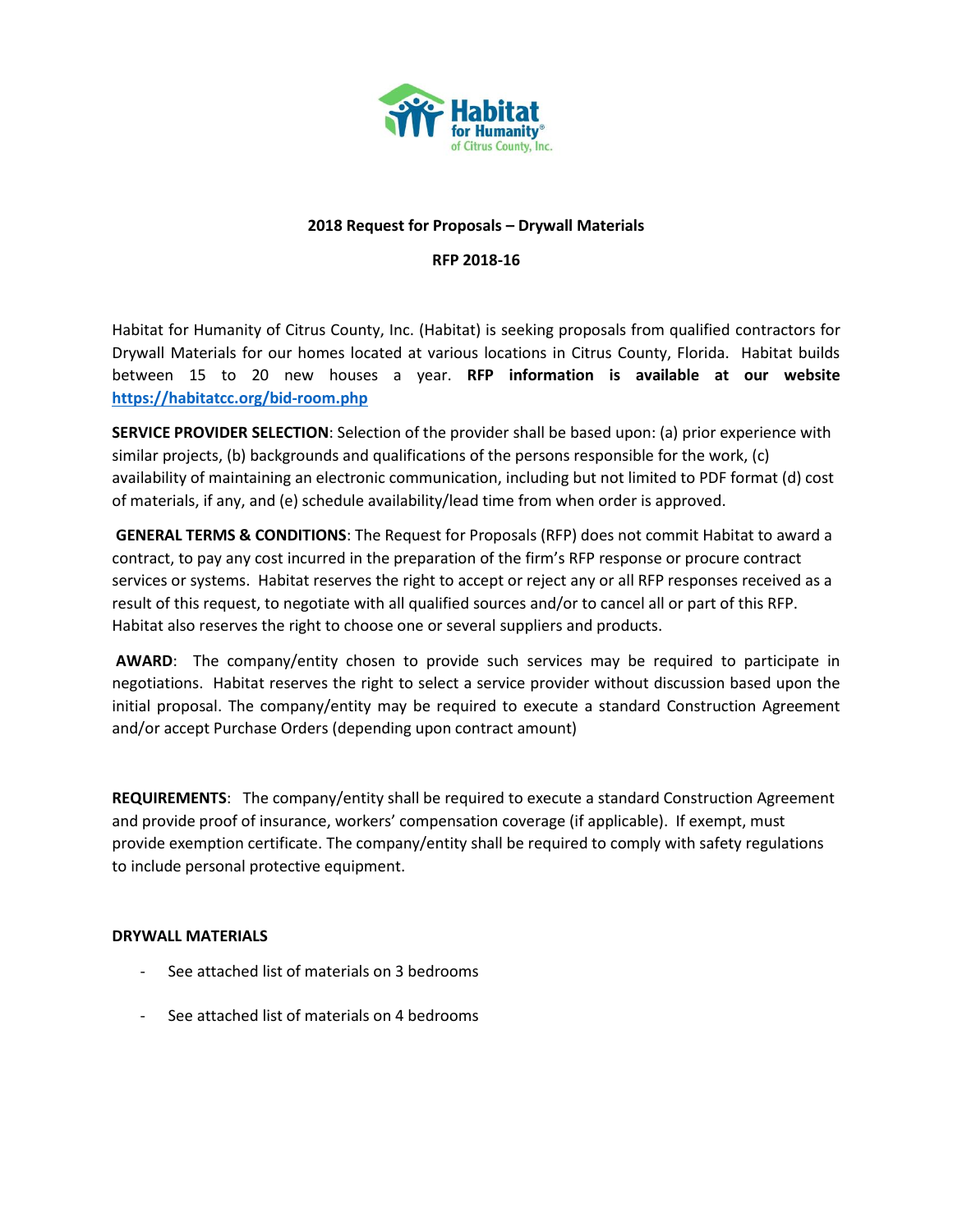**2018 Request for Proposals – Drywall Materials**

**RFP 2018-16**

Habitat for Humanity of Citrus County, Inc. (Habitat) is seeking proposals from qualified contractors for Drywall Materials for our homes located at various locations in Citrus County, Florida. Habitat builds between 15 to 20 new houses a year. **RFP information is available at our website [https://habitatcc.org/bid-room.php](https://habitatcc.org/bid-room.php)**

**SERVICE PROVIDER SELECTION**: Selection of the provider shall be based upon: (a) prior experience with similar projects, (b) backgrounds and qualifications of the persons responsible for the work, (c) availability of maintaining an electronic communication, including but not limited to PDF format (d) cost of materials, if any, and (e) schedule availability/lead time from when order is approved.

**GENERAL TERMS & CONDITIONS**: The Request for Proposals (RFP) does not commit Habitat to award a contract, to pay any cost incurred in the preparation of the firm's RFP response or procure contract services or systems. Habitat reserves the right to accept or reject any or all RFP responses received as a result of this request, to negotiate with all qualified sources and/or to cancel all or part of this RFP. Habitat also reserves the right to choose one or several suppliers and products.

**AWARD**: The company/entity chosen to provide such services may be required to participate in negotiations. Habitat reserves the right to select a service provider without discussion based upon the initial proposal. The company/entity may be required to execute a standard Construction Agreement and/or accept Purchase Orders (depending upon contract amount)

**REQUIREMENTS**: The company/entity shall be required to execute a standard Construction Agreement and provide proof of insurance, workers' compensation coverage (if applicable). If exempt, must provide exemption certificate. The company/entity shall be required to comply with safety regulations to include personal protective equipment.

**DRYWALL MATERIALS**

- See attached list of materials on 3 bedrooms
- See attached list of materials on 4 bedrooms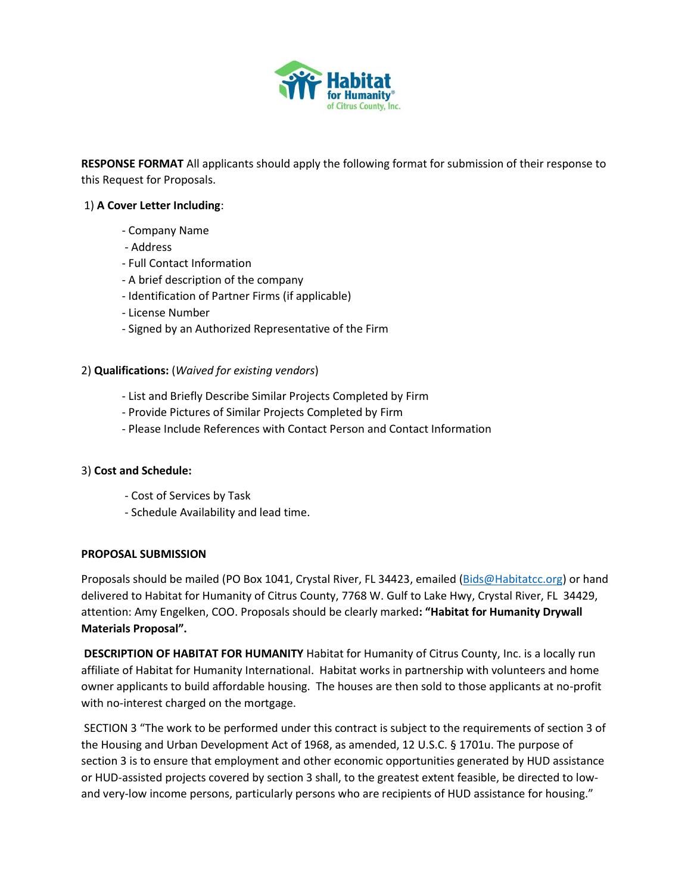**RESPONSE FORMAT** All applicants should apply the following format for submission of their response to this Request for Proposals.

1) **A Cover Letter Including**:

- Company Name
- Address
- Full Contact Information
- A brief description of the company
- Identification of Partner Firms (if applicable)
- License Number
- Signed by an Authorized Representative of the Firm

2) **Qualifications:** (*Waived for existing vendors*)

- List and Briefly Describe Similar Projects Completed by Firm
- Provide Pictures of Similar Projects Completed by Firm
- Please Include References with Contact Person and Contact Information

3) **Cost and Schedule:**

- Cost of Services by Task
- Schedule Availability and lead time.

**PROPOSAL SUBMISSION**

Proposals should be mailed (PO Box 1041, Crystal River, FL 34423, emailed (Bids@Habitatcc.org) or hand delivered to Habitat for Humanity of Citrus County, 7768 W. Gulf to Lake Hwy, Crystal River, FL 34429, attention: Amy Engelken, COO. Proposals should be clearly marked**: "Habitat for Humanity Drywall Materials Proposal".**

**DESCRIPTION OF HABITAT FOR HUMANITY** Habitat for Humanity of Citrus County, Inc. is a locally run affiliate of Habitat for Humanity International. Habitat works in partnership with volunteers and home owner applicants to build affordable housing. The houses are then sold to those applicants at no-profit with no-interest charged on the mortgage.

SECTION 3 "The work to be performed under this contract is subject to the requirements of section 3 of the Housing and Urban Development Act of 1968, as amended, 12 U.S.C. § 1701u. The purpose of section 3 is to ensure that employment and other economic opportunities generated by HUD assistance or HUD-assisted projects covered by section 3 shall, to the greatest extent feasible, be directed to low- and very-low income persons, particularly persons who are recipients of HUD assistance for housing."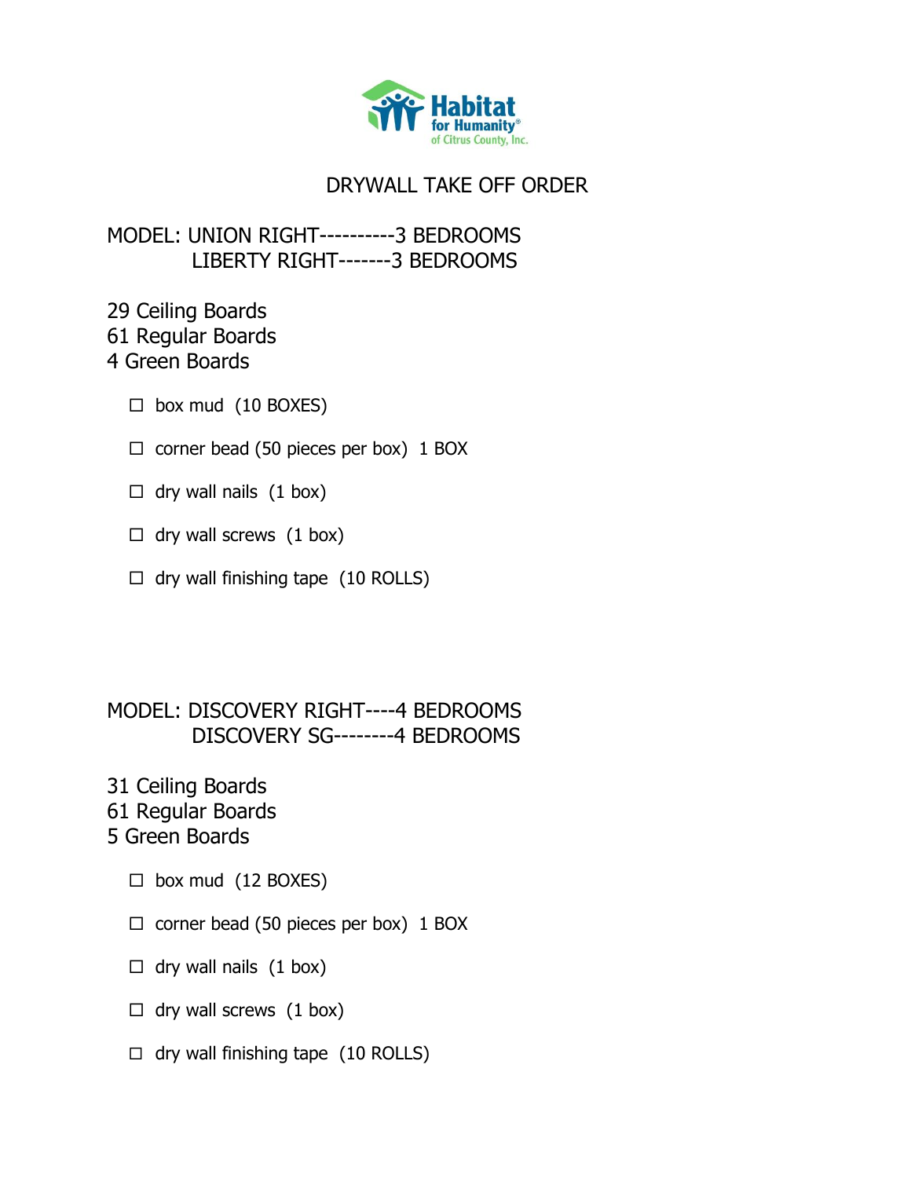Habitat for Humanity® of Citrus County, Inc.

# DRYWALL TAKE OFF ORDER

MODEL: UNION RIGHT----------3 BEDROOMS
LIBERTY RIGHT-------3 BEDROOMS

29 Ceiling Boards
61 Regular Boards
4 Green Boards

- ☐ box mud (10 BOXES)
- ☐ corner bead (50 pieces per box) 1 BOX
- ☐ dry wall nails (1 box)
- ☐ dry wall screws (1 box)
- ☐ dry wall finishing tape (10 ROLLS)

MODEL: DISCOVERY RIGHT----4 BEDROOMS
DISCOVERY SG--------4 BEDROOMS

31 Ceiling Boards
61 Regular Boards
5 Green Boards

- ☐ box mud (12 BOXES)
- ☐ corner bead (50 pieces per box) 1 BOX
- ☐ dry wall nails (1 box)
- ☐ dry wall screws (1 box)
- ☐ dry wall finishing tape (10 ROLLS)